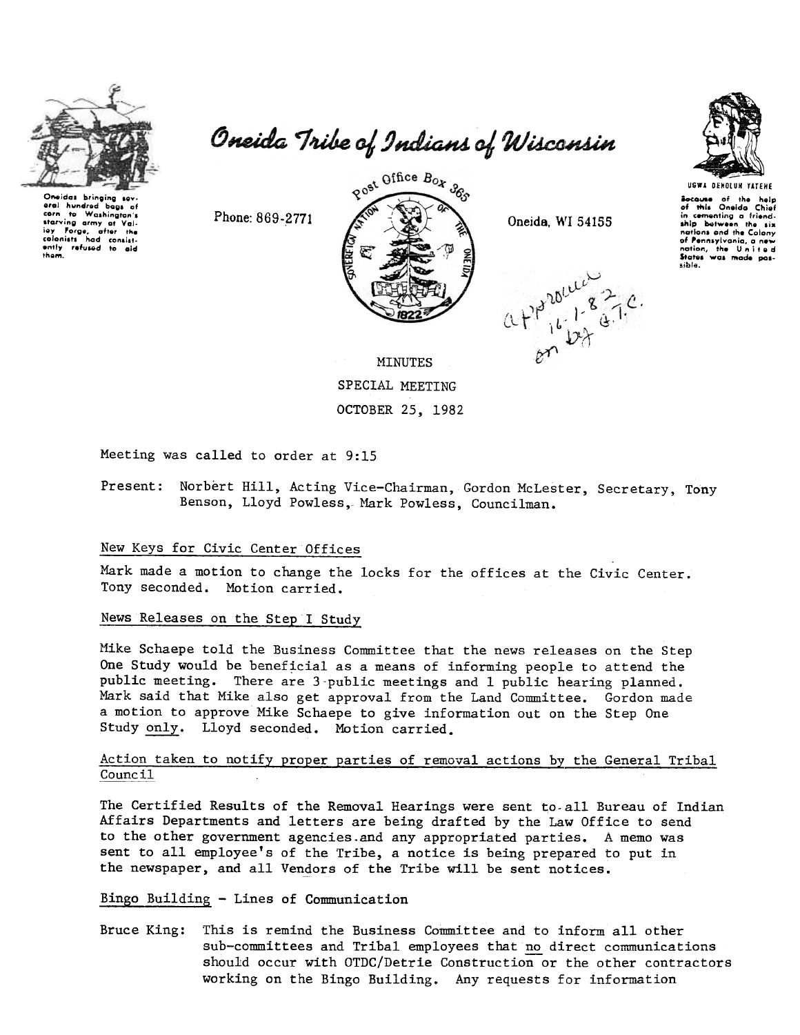# Oneida Tribe of Indians of Wisconsin

Oneidas bringing several hundred bags of corn to Washington's starving army at Valley Forge, after the colonists had consistently refused to aid them.

Phone: 869-2771

Post Office Box 365

Oneida, WI 54155

UGWA DEHOLUN YATEHE

Because of the help of this Oneida Chief in cementing a friendship between the six nations and the Colony of Pennsylvania, a new nation, the United States was made possible.

approved 11-1-82 on by G.T.C.

MINUTES

SPECIAL MEETING

OCTOBER 25, 1982

Meeting was called to order at 9:15

Present: Norbert Hill, Acting Vice-Chairman, Gordon McLester, Secretary, Tony Benson, Lloyd Powless, Mark Powless, Councilman.

## New Keys for Civic Center Offices

Mark made a motion to change the locks for the offices at the Civic Center. Tony seconded. Motion carried.

## News Releases on the Step I Study

Mike Schaepe told the Business Committee that the news releases on the Step One Study would be beneficial as a means of informing people to attend the public meeting. There are 3 public meetings and 1 public hearing planned. Mark said that Mike also get approval from the Land Committee. Gordon made a motion to approve Mike Schaepe to give information out on the Step One Study only. Lloyd seconded. Motion carried.

## Action taken to notify proper parties of removal actions by the General Tribal Council

The Certified Results of the Removal Hearings were sent to all Bureau of Indian Affairs Departments and letters are being drafted by the Law Office to send to the other government agencies and any appropriated parties. A memo was sent to all employee's of the Tribe, a notice is being prepared to put in the newspaper, and all Vendors of the Tribe will be sent notices.

## Bingo Building - Lines of Communication

Bruce King: This is remind the Business Committee and to inform all other sub-committees and Tribal employees that no direct communications should occur with OTDC/Detrie Construction or the other contractors working on the Bingo Building. Any requests for information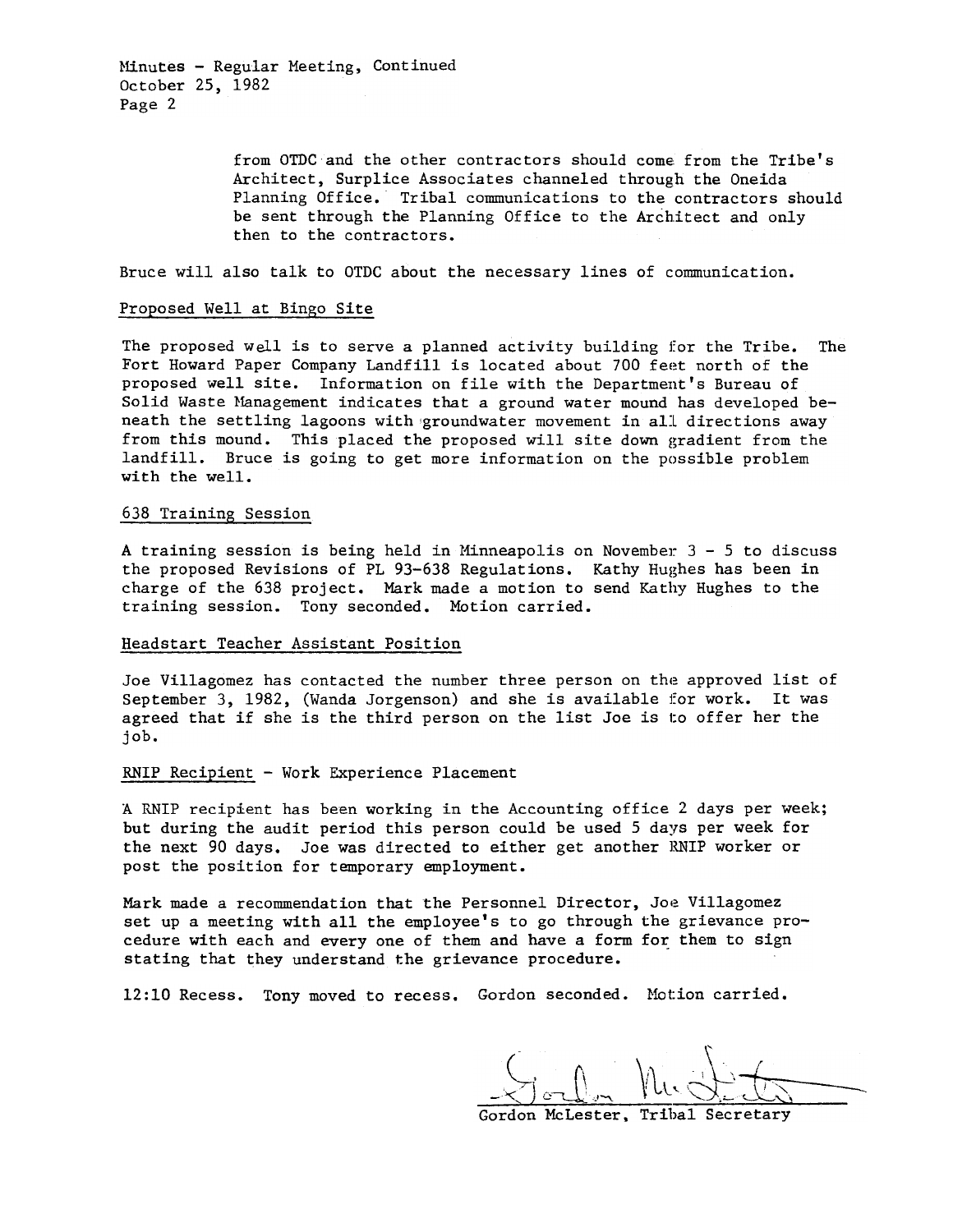Minutes - Regular Meeting, Continued
October 25, 1982
Page 2

> from OTDC and the other contractors should come from the Tribe's Architect, Surplice Associates channeled through the Oneida Planning Office. Tribal communications to the contractors should be sent through the Planning Office to the Architect and only then to the contractors.

Bruce will also talk to OTDC about the necessary lines of communication.

Proposed Well at Bingo Site

The proposed well is to serve a planned activity building for the Tribe. The Fort Howard Paper Company Landfill is located about 700 feet north of the proposed well site. Information on file with the Department's Bureau of Solid Waste Management indicates that a ground water mound has developed beneath the settling lagoons with groundwater movement in all directions away from this mound. This placed the proposed will site down gradient from the landfill. Bruce is going to get more information on the possible problem with the well.

638 Training Session

A training session is being held in Minneapolis on November 3 - 5 to discuss the proposed Revisions of PL 93-638 Regulations. Kathy Hughes has been in charge of the 638 project. Mark made a motion to send Kathy Hughes to the training session. Tony seconded. Motion carried.

Headstart Teacher Assistant Position

Joe Villagomez has contacted the number three person on the approved list of September 3, 1982, (Wanda Jorgenson) and she is available for work. It was agreed that if she is the third person on the list Joe is to offer her the job.

RNIP Recipient - Work Experience Placement

A RNIP recipient has been working in the Accounting office 2 days per week; but during the audit period this person could be used 5 days per week for the next 90 days. Joe was directed to either get another RNIP worker or post the position for temporary employment.

Mark made a recommendation that the Personnel Director, Joe Villagomez set up a meeting with all the employee's to go through the grievance procedure with each and every one of them and have a form for them to sign stating that they understand the grievance procedure.

12:10 Recess. Tony moved to recess. Gordon seconded. Motion carried.

Gordon McLester, Tribal Secretary